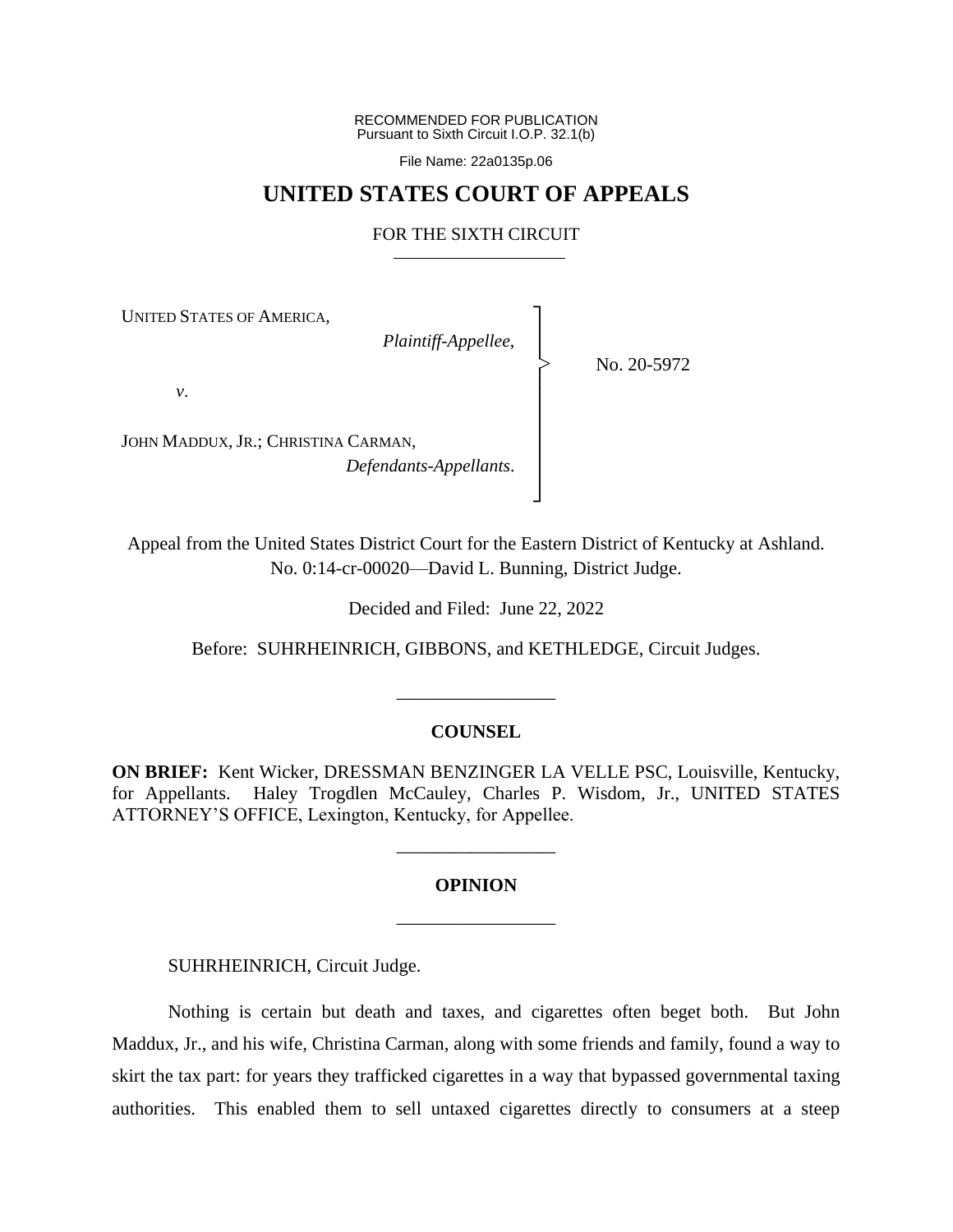RECOMMENDED FOR PUBLICATION
Pursuant to Sixth Circuit I.O.P. 32.1(b)

File Name: 22a0135p.06

# UNITED STATES COURT OF APPEALS

## FOR THE SIXTH CIRCUIT

UNITED STATES OF AMERICA,
*Plaintiff-Appellee*,

*v*.

JOHN MADDUX, JR.; CHRISTINA CARMAN,
*Defendants-Appellants*.

No. 20-5972

Appeal from the United States District Court for the Eastern District of Kentucky at Ashland.
No. 0:14-cr-00020—David L. Bunning, District Judge.

Decided and Filed: June 22, 2022

Before: SUHRHEINRICH, GIBBONS, and KETHLEDGE, Circuit Judges.

---

**COUNSEL**

**ON BRIEF:** Kent Wicker, DRESSMAN BENZINGER LA VELLE PSC, Louisville, Kentucky, for Appellants. Haley Trogdlen McCauley, Charles P. Wisdom, Jr., UNITED STATES ATTORNEY'S OFFICE, Lexington, Kentucky, for Appellee.

---

**OPINION**

---

SUHRHEINRICH, Circuit Judge.

Nothing is certain but death and taxes, and cigarettes often beget both. But John Maddux, Jr., and his wife, Christina Carman, along with some friends and family, found a way to skirt the tax part: for years they trafficked cigarettes in a way that bypassed governmental taxing authorities. This enabled them to sell untaxed cigarettes directly to consumers at a steep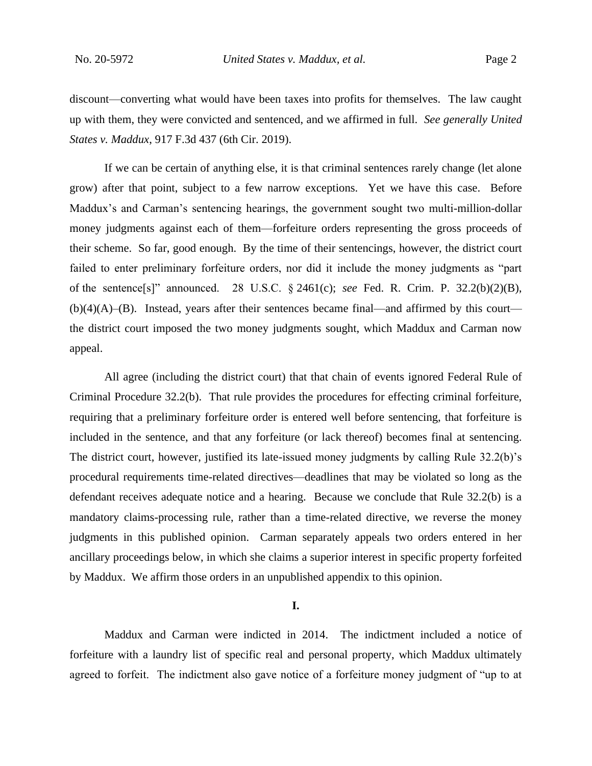discount—converting what would have been taxes into profits for themselves. The law caught up with them, they were convicted and sentenced, and we affirmed in full. *See generally United States v. Maddux*, 917 F.3d 437 (6th Cir. 2019).

If we can be certain of anything else, it is that criminal sentences rarely change (let alone grow) after that point, subject to a few narrow exceptions. Yet we have this case. Before Maddux's and Carman's sentencing hearings, the government sought two multi-million-dollar money judgments against each of them—forfeiture orders representing the gross proceeds of their scheme. So far, good enough. By the time of their sentencings, however, the district court failed to enter preliminary forfeiture orders, nor did it include the money judgments as "part of the sentence[s]" announced. 28 U.S.C. § 2461(c); *see* Fed. R. Crim. P. 32.2(b)(2)(B), (b)(4)(A)–(B). Instead, years after their sentences became final—and affirmed by this court—the district court imposed the two money judgments sought, which Maddux and Carman now appeal.

All agree (including the district court) that that chain of events ignored Federal Rule of Criminal Procedure 32.2(b). That rule provides the procedures for effecting criminal forfeiture, requiring that a preliminary forfeiture order is entered well before sentencing, that forfeiture is included in the sentence, and that any forfeiture (or lack thereof) becomes final at sentencing. The district court, however, justified its late-issued money judgments by calling Rule 32.2(b)'s procedural requirements time-related directives—deadlines that may be violated so long as the defendant receives adequate notice and a hearing. Because we conclude that Rule 32.2(b) is a mandatory claims-processing rule, rather than a time-related directive, we reverse the money judgments in this published opinion. Carman separately appeals two orders entered in her ancillary proceedings below, in which she claims a superior interest in specific property forfeited by Maddux. We affirm those orders in an unpublished appendix to this opinion.

## I.

Maddux and Carman were indicted in 2014. The indictment included a notice of forfeiture with a laundry list of specific real and personal property, which Maddux ultimately agreed to forfeit. The indictment also gave notice of a forfeiture money judgment of "up to at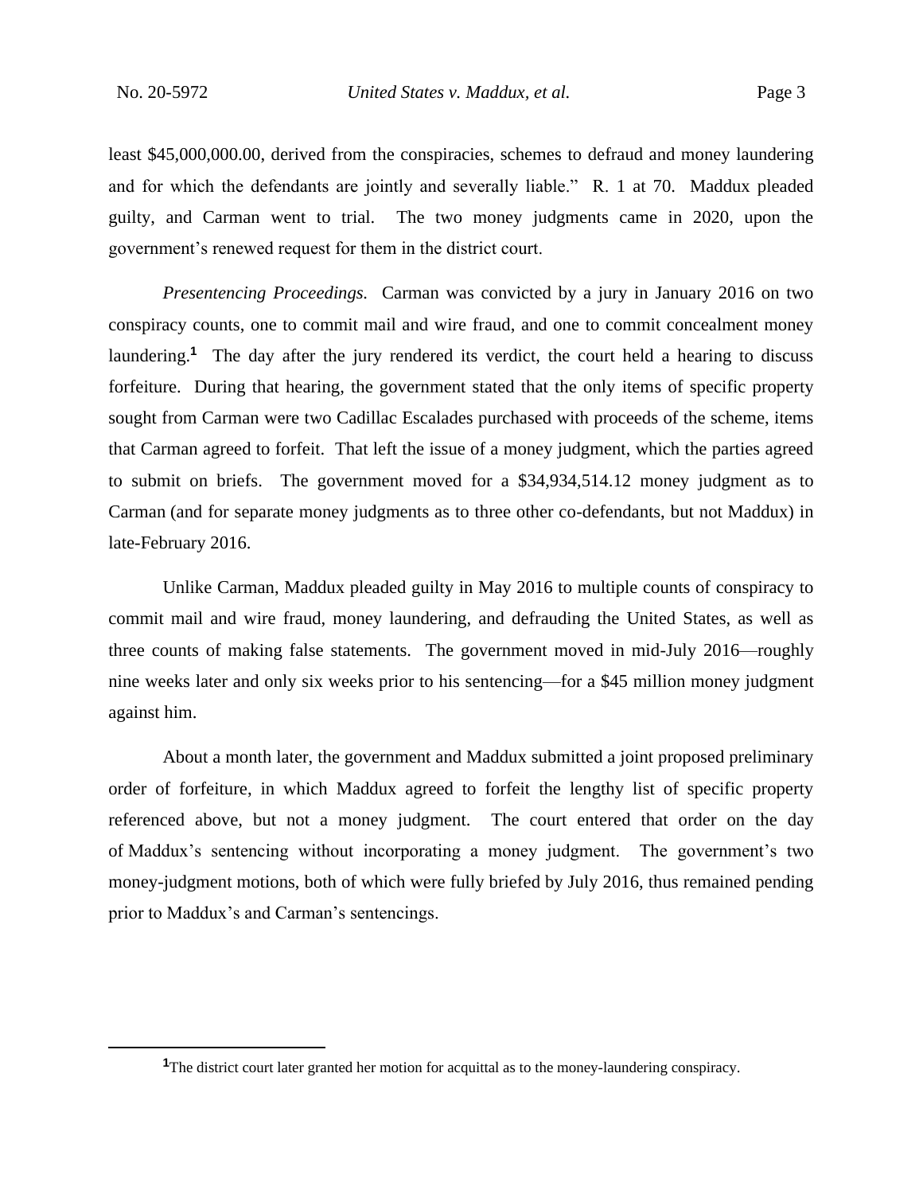least $45,000,000.00, derived from the conspiracies, schemes to defraud and money laundering and for which the defendants are jointly and severally liable." R. 1 at 70. Maddux pleaded guilty, and Carman went to trial. The two money judgments came in 2020, upon the government's renewed request for them in the district court.

*Presentencing Proceedings.* Carman was convicted by a jury in January 2016 on two conspiracy counts, one to commit mail and wire fraud, and one to commit concealment money laundering.[1] The day after the jury rendered its verdict, the court held a hearing to discuss forfeiture. During that hearing, the government stated that the only items of specific property sought from Carman were two Cadillac Escalades purchased with proceeds of the scheme, items that Carman agreed to forfeit. That left the issue of a money judgment, which the parties agreed to submit on briefs. The government moved for a $34,934,514.12 money judgment as to Carman (and for separate money judgments as to three other co-defendants, but not Maddux) in late-February 2016.

Unlike Carman, Maddux pleaded guilty in May 2016 to multiple counts of conspiracy to commit mail and wire fraud, money laundering, and defrauding the United States, as well as three counts of making false statements. The government moved in mid-July 2016—roughly nine weeks later and only six weeks prior to his sentencing—for a $45 million money judgment against him.

About a month later, the government and Maddux submitted a joint proposed preliminary order of forfeiture, in which Maddux agreed to forfeit the lengthy list of specific property referenced above, but not a money judgment. The court entered that order on the day of Maddux's sentencing without incorporating a money judgment. The government's two money-judgment motions, both of which were fully briefed by July 2016, thus remained pending prior to Maddux's and Carman's sentencings.

---

[1] The district court later granted her motion for acquittal as to the money-laundering conspiracy.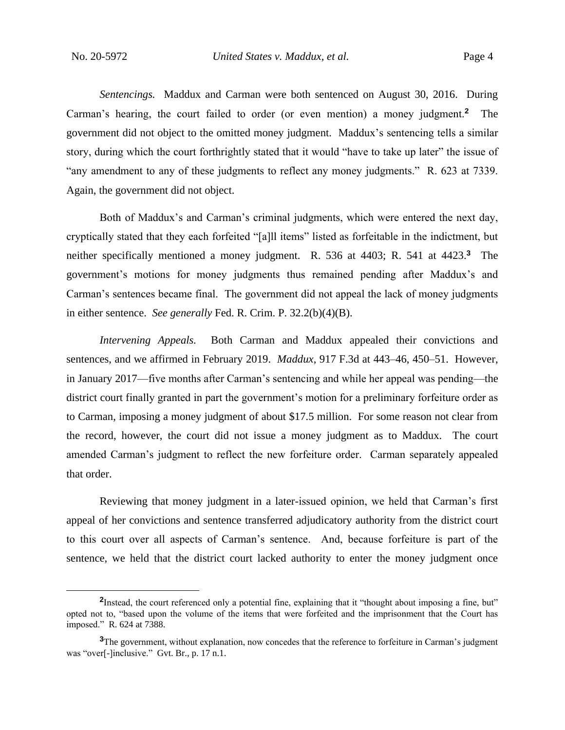*Sentencings.* Maddux and Carman were both sentenced on August 30, 2016. During Carman's hearing, the court failed to order (or even mention) a money judgment.[2] The government did not object to the omitted money judgment. Maddux's sentencing tells a similar story, during which the court forthrightly stated that it would "have to take up later" the issue of "any amendment to any of these judgments to reflect any money judgments." R. 623 at 7339. Again, the government did not object.

Both of Maddux's and Carman's criminal judgments, which were entered the next day, cryptically stated that they each forfeited "[a]ll items" listed as forfeitable in the indictment, but neither specifically mentioned a money judgment. R. 536 at 4403; R. 541 at 4423.[3] The government's motions for money judgments thus remained pending after Maddux's and Carman's sentences became final. The government did not appeal the lack of money judgments in either sentence. *See generally* Fed. R. Crim. P. 32.2(b)(4)(B).

*Intervening Appeals.* Both Carman and Maddux appealed their convictions and sentences, and we affirmed in February 2019. *Maddux*, 917 F.3d at 443–46, 450–51. However, in January 2017—five months after Carman's sentencing and while her appeal was pending—the district court finally granted in part the government's motion for a preliminary forfeiture order as to Carman, imposing a money judgment of about $17.5 million. For some reason not clear from the record, however, the court did not issue a money judgment as to Maddux. The court amended Carman's judgment to reflect the new forfeiture order. Carman separately appealed that order.

Reviewing that money judgment in a later-issued opinion, we held that Carman's first appeal of her convictions and sentence transferred adjudicatory authority from the district court to this court over all aspects of Carman's sentence. And, because forfeiture is part of the sentence, we held that the district court lacked authority to enter the money judgment once

---

[2] Instead, the court referenced only a potential fine, explaining that it "thought about imposing a fine, but" opted not to, "based upon the volume of the items that were forfeited and the imprisonment that the Court has imposed." R. 624 at 7388.

[3] The government, without explanation, now concedes that the reference to forfeiture in Carman's judgment was "over[-]inclusive." Gvt. Br., p. 17 n.1.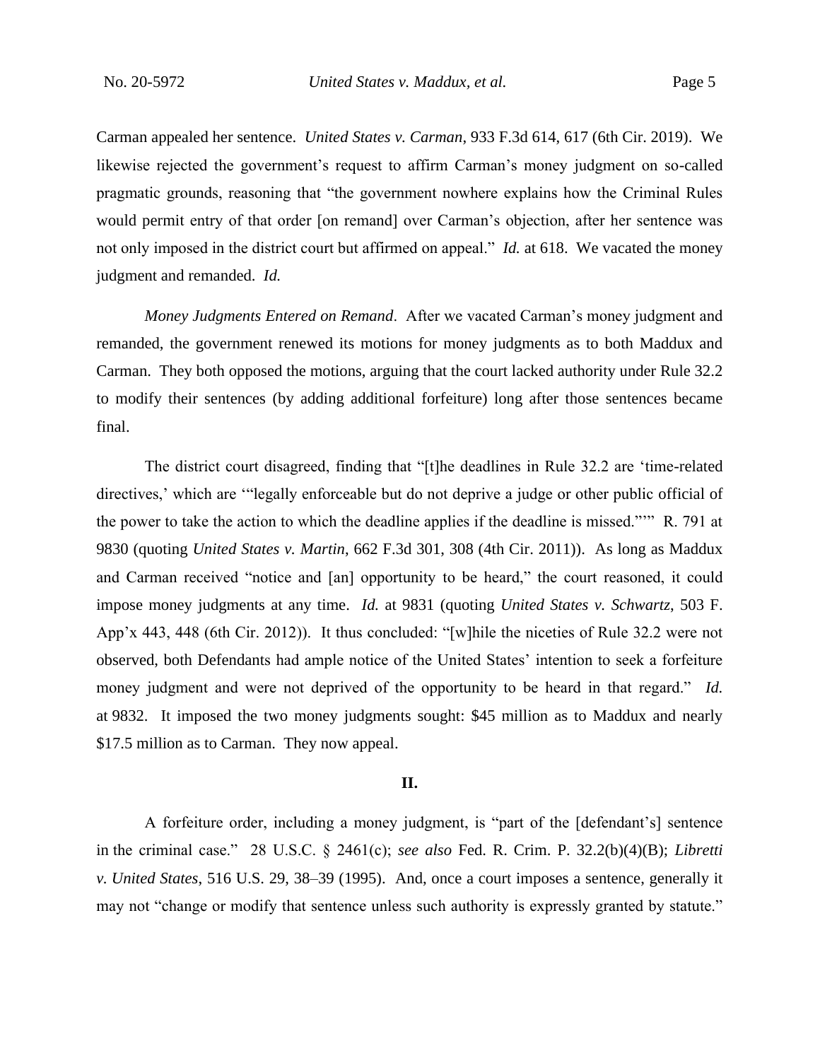Carman appealed her sentence. *United States v. Carman*, 933 F.3d 614, 617 (6th Cir. 2019). We likewise rejected the government's request to affirm Carman's money judgment on so-called pragmatic grounds, reasoning that "the government nowhere explains how the Criminal Rules would permit entry of that order [on remand] over Carman's objection, after her sentence was not only imposed in the district court but affirmed on appeal." *Id.* at 618. We vacated the money judgment and remanded. *Id.*

*Money Judgments Entered on Remand*. After we vacated Carman's money judgment and remanded, the government renewed its motions for money judgments as to both Maddux and Carman. They both opposed the motions, arguing that the court lacked authority under Rule 32.2 to modify their sentences (by adding additional forfeiture) long after those sentences became final.

The district court disagreed, finding that "[t]he deadlines in Rule 32.2 are 'time-related directives,' which are '"legally enforceable but do not deprive a judge or other public official of the power to take the action to which the deadline applies if the deadline is missed."'" R. 791 at 9830 (quoting *United States v. Martin*, 662 F.3d 301, 308 (4th Cir. 2011)). As long as Maddux and Carman received "notice and [an] opportunity to be heard," the court reasoned, it could impose money judgments at any time. *Id.* at 9831 (quoting *United States v. Schwartz*, 503 F. App'x 443, 448 (6th Cir. 2012)). It thus concluded: "[w]hile the niceties of Rule 32.2 were not observed, both Defendants had ample notice of the United States' intention to seek a forfeiture money judgment and were not deprived of the opportunity to be heard in that regard." *Id.* at 9832. It imposed the two money judgments sought: $45 million as to Maddux and nearly $17.5 million as to Carman. They now appeal.

## II.

A forfeiture order, including a money judgment, is "part of the [defendant's] sentence in the criminal case." 28 U.S.C. § 2461(c); *see also* Fed. R. Crim. P. 32.2(b)(4)(B); *Libretti v. United States*, 516 U.S. 29, 38–39 (1995). And, once a court imposes a sentence, generally it may not "change or modify that sentence unless such authority is expressly granted by statute."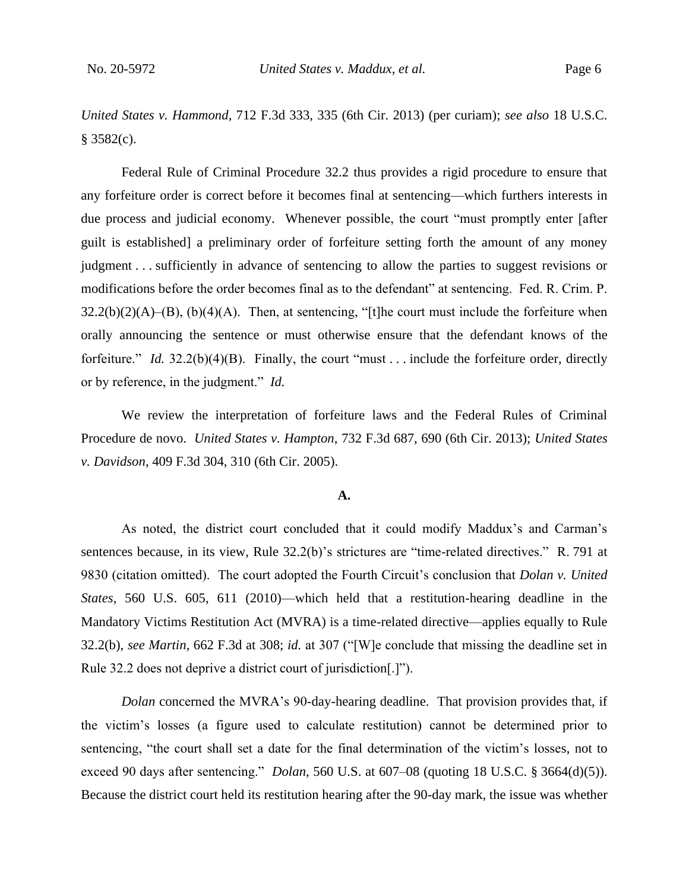*United States v. Hammond*, 712 F.3d 333, 335 (6th Cir. 2013) (per curiam); *see also* 18 U.S.C. § 3582(c).

Federal Rule of Criminal Procedure 32.2 thus provides a rigid procedure to ensure that any forfeiture order is correct before it becomes final at sentencing—which furthers interests in due process and judicial economy. Whenever possible, the court "must promptly enter [after guilt is established] a preliminary order of forfeiture setting forth the amount of any money judgment . . . sufficiently in advance of sentencing to allow the parties to suggest revisions or modifications before the order becomes final as to the defendant" at sentencing. Fed. R. Crim. P. 32.2(b)(2)(A)–(B), (b)(4)(A). Then, at sentencing, "[t]he court must include the forfeiture when orally announcing the sentence or must otherwise ensure that the defendant knows of the forfeiture." *Id.* 32.2(b)(4)(B). Finally, the court "must . . . include the forfeiture order, directly or by reference, in the judgment." *Id.*

We review the interpretation of forfeiture laws and the Federal Rules of Criminal Procedure de novo. *United States v. Hampton*, 732 F.3d 687, 690 (6th Cir. 2013); *United States v. Davidson*, 409 F.3d 304, 310 (6th Cir. 2005).

**A.**

As noted, the district court concluded that it could modify Maddux's and Carman's sentences because, in its view, Rule 32.2(b)'s strictures are "time-related directives." R. 791 at 9830 (citation omitted). The court adopted the Fourth Circuit's conclusion that *Dolan v. United States*, 560 U.S. 605, 611 (2010)—which held that a restitution-hearing deadline in the Mandatory Victims Restitution Act (MVRA) is a time-related directive—applies equally to Rule 32.2(b), *see Martin*, 662 F.3d at 308; *id.* at 307 ("[W]e conclude that missing the deadline set in Rule 32.2 does not deprive a district court of jurisdiction[.]").

*Dolan* concerned the MVRA's 90-day-hearing deadline. That provision provides that, if the victim's losses (a figure used to calculate restitution) cannot be determined prior to sentencing, "the court shall set a date for the final determination of the victim's losses, not to exceed 90 days after sentencing." *Dolan*, 560 U.S. at 607–08 (quoting 18 U.S.C. § 3664(d)(5)). Because the district court held its restitution hearing after the 90-day mark, the issue was whether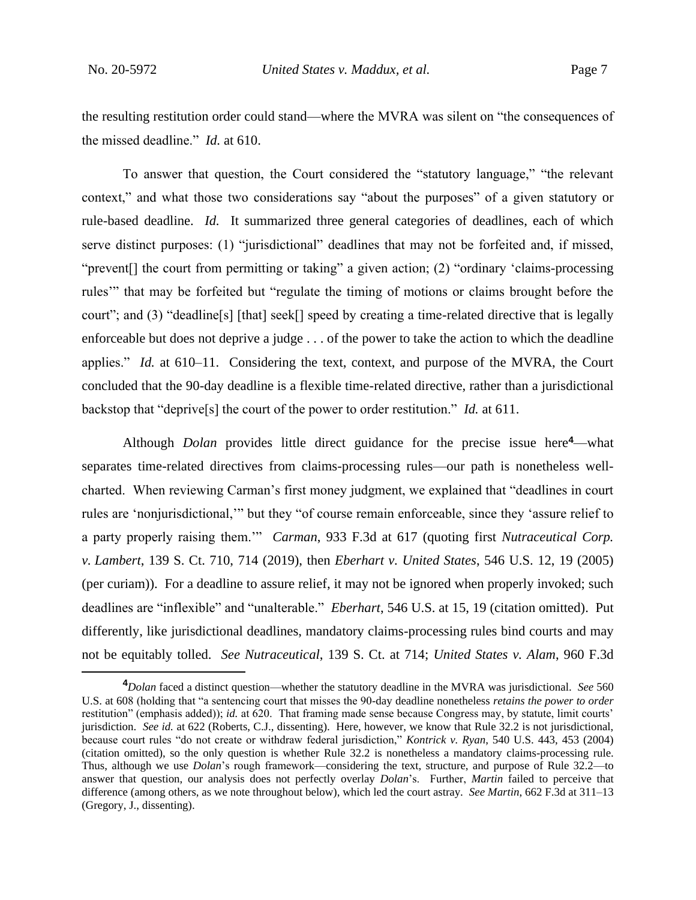the resulting restitution order could stand—where the MVRA was silent on "the consequences of the missed deadline." *Id.* at 610.

To answer that question, the Court considered the "statutory language," "the relevant context," and what those two considerations say "about the purposes" of a given statutory or rule-based deadline. *Id.* It summarized three general categories of deadlines, each of which serve distinct purposes: (1) "jurisdictional" deadlines that may not be forfeited and, if missed, "prevent[] the court from permitting or taking" a given action; (2) "ordinary 'claims-processing rules'" that may be forfeited but "regulate the timing of motions or claims brought before the court"; and (3) "deadline[s] [that] seek[] speed by creating a time-related directive that is legally enforceable but does not deprive a judge . . . of the power to take the action to which the deadline applies." *Id.* at 610–11. Considering the text, context, and purpose of the MVRA, the Court concluded that the 90-day deadline is a flexible time-related directive, rather than a jurisdictional backstop that "deprive[s] the court of the power to order restitution." *Id.* at 611.

Although *Dolan* provides little direct guidance for the precise issue here[4]—what separates time-related directives from claims-processing rules—our path is nonetheless well-charted. When reviewing Carman's first money judgment, we explained that "deadlines in court rules are 'nonjurisdictional,'" but they "of course remain enforceable, since they 'assure relief to a party properly raising them.'" *Carman*, 933 F.3d at 617 (quoting first *Nutraceutical Corp. v. Lambert*, 139 S. Ct. 710, 714 (2019), then *Eberhart v. United States*, 546 U.S. 12, 19 (2005) (per curiam)). For a deadline to assure relief, it may not be ignored when properly invoked; such deadlines are "inflexible" and "unalterable." *Eberhart*, 546 U.S. at 15, 19 (citation omitted). Put differently, like jurisdictional deadlines, mandatory claims-processing rules bind courts and may not be equitably tolled. *See Nutraceutical*, 139 S. Ct. at 714; *United States v. Alam*, 960 F.3d

[4]*Dolan* faced a distinct question—whether the statutory deadline in the MVRA was jurisdictional. *See* 560 U.S. at 608 (holding that "a sentencing court that misses the 90-day deadline nonetheless *retains the power to order* restitution" (emphasis added)); *id.* at 620. That framing made sense because Congress may, by statute, limit courts' jurisdiction. *See id.* at 622 (Roberts, C.J., dissenting). Here, however, we know that Rule 32.2 is not jurisdictional, because court rules "do not create or withdraw federal jurisdiction," *Kontrick v. Ryan*, 540 U.S. 443, 453 (2004) (citation omitted), so the only question is whether Rule 32.2 is nonetheless a mandatory claims-processing rule. Thus, although we use *Dolan*'s rough framework—considering the text, structure, and purpose of Rule 32.2—to answer that question, our analysis does not perfectly overlay *Dolan*'s. Further, *Martin* failed to perceive that difference (among others, as we note throughout below), which led the court astray. *See Martin*, 662 F.3d at 311–13 (Gregory, J., dissenting).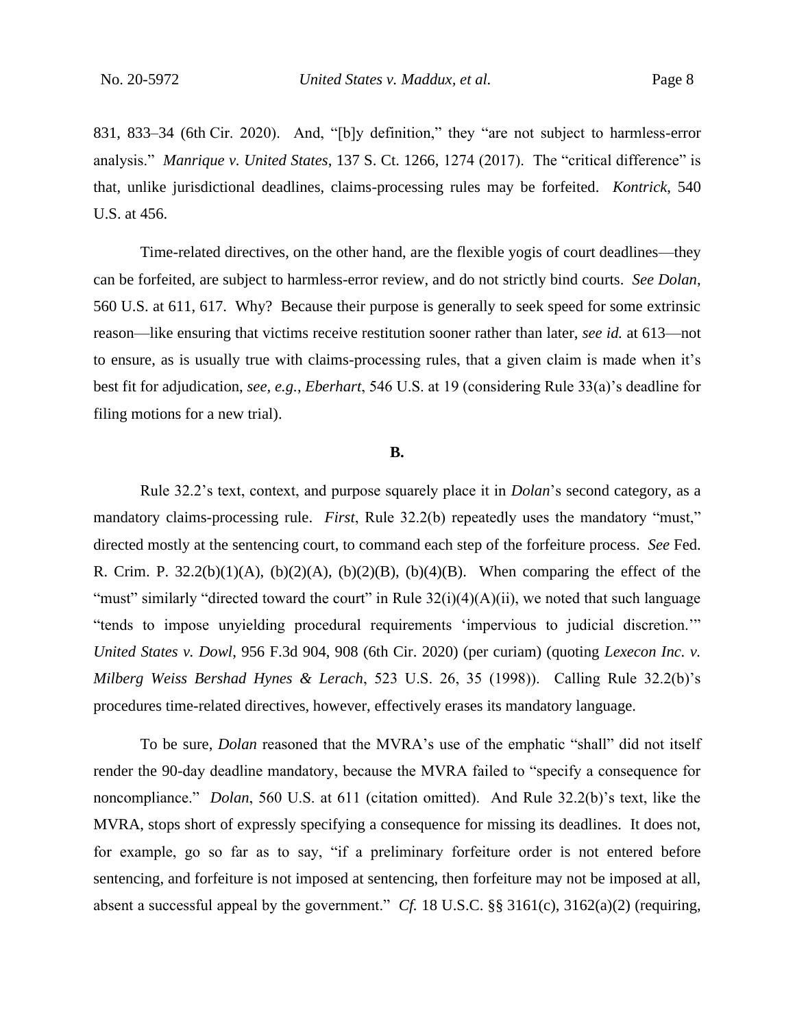831, 833–34 (6th Cir. 2020). And, "[b]y definition," they "are not subject to harmless-error analysis." *Manrique v. United States*, 137 S. Ct. 1266, 1274 (2017). The "critical difference" is that, unlike jurisdictional deadlines, claims-processing rules may be forfeited. *Kontrick*, 540 U.S. at 456.

Time-related directives, on the other hand, are the flexible yogis of court deadlines—they can be forfeited, are subject to harmless-error review, and do not strictly bind courts. *See Dolan*, 560 U.S. at 611, 617. Why? Because their purpose is generally to seek speed for some extrinsic reason—like ensuring that victims receive restitution sooner rather than later, *see id.* at 613—not to ensure, as is usually true with claims-processing rules, that a given claim is made when it's best fit for adjudication, *see, e.g.*, *Eberhart*, 546 U.S. at 19 (considering Rule 33(a)'s deadline for filing motions for a new trial).

**B.**

Rule 32.2's text, context, and purpose squarely place it in *Dolan*'s second category, as a mandatory claims-processing rule. *First*, Rule 32.2(b) repeatedly uses the mandatory "must," directed mostly at the sentencing court, to command each step of the forfeiture process. *See* Fed. R. Crim. P. 32.2(b)(1)(A), (b)(2)(A), (b)(2)(B), (b)(4)(B). When comparing the effect of the "must" similarly "directed toward the court" in Rule 32(i)(4)(A)(ii), we noted that such language "tends to impose unyielding procedural requirements 'impervious to judicial discretion.'" *United States v. Dowl*, 956 F.3d 904, 908 (6th Cir. 2020) (per curiam) (quoting *Lexecon Inc. v. Milberg Weiss Bershad Hynes & Lerach*, 523 U.S. 26, 35 (1998)). Calling Rule 32.2(b)'s procedures time-related directives, however, effectively erases its mandatory language.

To be sure, *Dolan* reasoned that the MVRA's use of the emphatic "shall" did not itself render the 90-day deadline mandatory, because the MVRA failed to "specify a consequence for noncompliance." *Dolan*, 560 U.S. at 611 (citation omitted). And Rule 32.2(b)'s text, like the MVRA, stops short of expressly specifying a consequence for missing its deadlines. It does not, for example, go so far as to say, "if a preliminary forfeiture order is not entered before sentencing, and forfeiture is not imposed at sentencing, then forfeiture may not be imposed at all, absent a successful appeal by the government." *Cf.* 18 U.S.C. §§ 3161(c), 3162(a)(2) (requiring,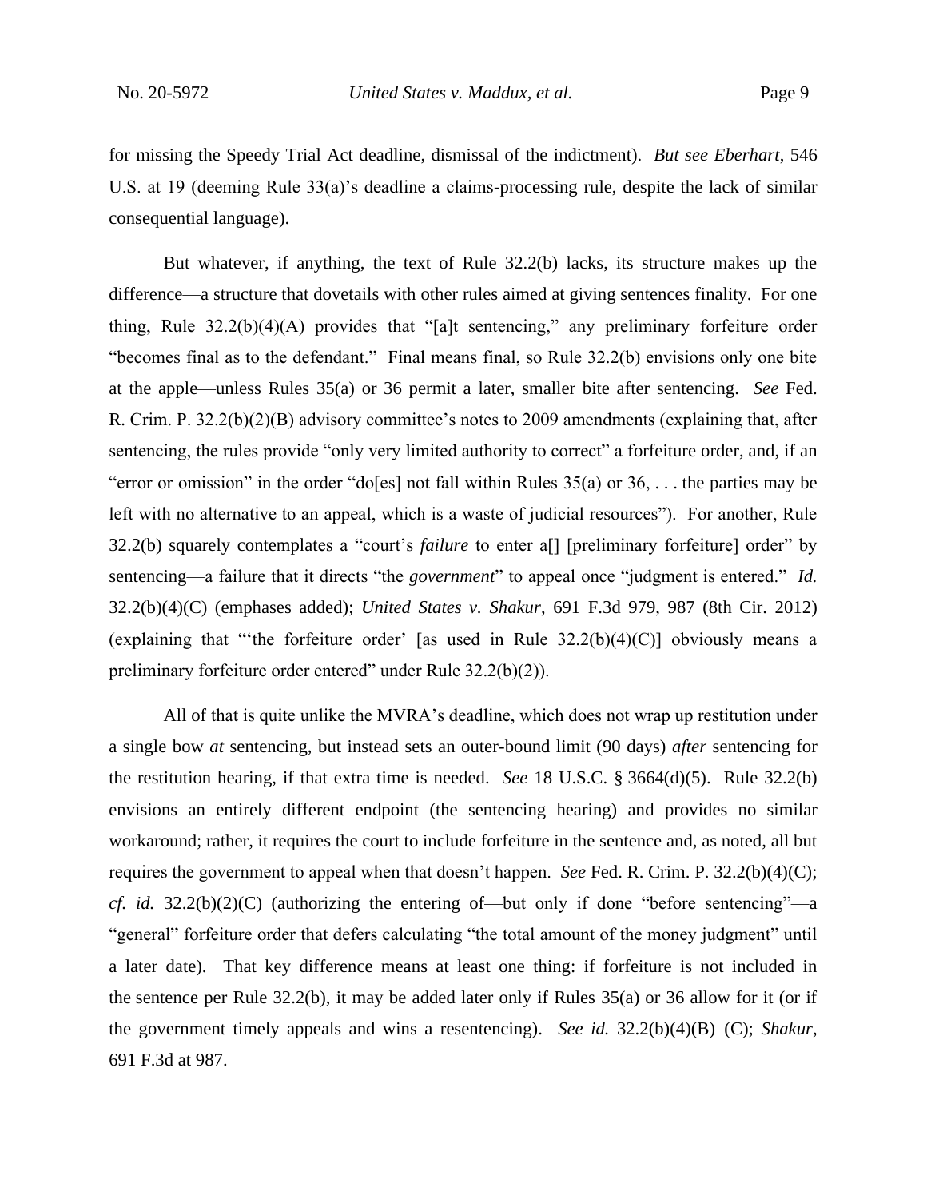for missing the Speedy Trial Act deadline, dismissal of the indictment). *But see Eberhart*, 546 U.S. at 19 (deeming Rule 33(a)'s deadline a claims-processing rule, despite the lack of similar consequential language).

But whatever, if anything, the text of Rule 32.2(b) lacks, its structure makes up the difference—a structure that dovetails with other rules aimed at giving sentences finality. For one thing, Rule 32.2(b)(4)(A) provides that "[a]t sentencing," any preliminary forfeiture order "becomes final as to the defendant." Final means final, so Rule 32.2(b) envisions only one bite at the apple—unless Rules 35(a) or 36 permit a later, smaller bite after sentencing. *See* Fed. R. Crim. P. 32.2(b)(2)(B) advisory committee's notes to 2009 amendments (explaining that, after sentencing, the rules provide "only very limited authority to correct" a forfeiture order, and, if an "error or omission" in the order "do[es] not fall within Rules 35(a) or 36, . . . the parties may be left with no alternative to an appeal, which is a waste of judicial resources"). For another, Rule 32.2(b) squarely contemplates a "court's *failure* to enter a[] [preliminary forfeiture] order" by sentencing—a failure that it directs "the *government*" to appeal once "judgment is entered." *Id.* 32.2(b)(4)(C) (emphases added); *United States v. Shakur*, 691 F.3d 979, 987 (8th Cir. 2012) (explaining that "'the forfeiture order' [as used in Rule 32.2(b)(4)(C)] obviously means a preliminary forfeiture order entered" under Rule 32.2(b)(2)).

All of that is quite unlike the MVRA's deadline, which does not wrap up restitution under a single bow *at* sentencing, but instead sets an outer-bound limit (90 days) *after* sentencing for the restitution hearing, if that extra time is needed. *See* 18 U.S.C. § 3664(d)(5). Rule 32.2(b) envisions an entirely different endpoint (the sentencing hearing) and provides no similar workaround; rather, it requires the court to include forfeiture in the sentence and, as noted, all but requires the government to appeal when that doesn't happen. *See* Fed. R. Crim. P. 32.2(b)(4)(C); *cf. id.* 32.2(b)(2)(C) (authorizing the entering of—but only if done "before sentencing"—a "general" forfeiture order that defers calculating "the total amount of the money judgment" until a later date). That key difference means at least one thing: if forfeiture is not included in the sentence per Rule 32.2(b), it may be added later only if Rules 35(a) or 36 allow for it (or if the government timely appeals and wins a resentencing). *See id.* 32.2(b)(4)(B)–(C); *Shakur*, 691 F.3d at 987.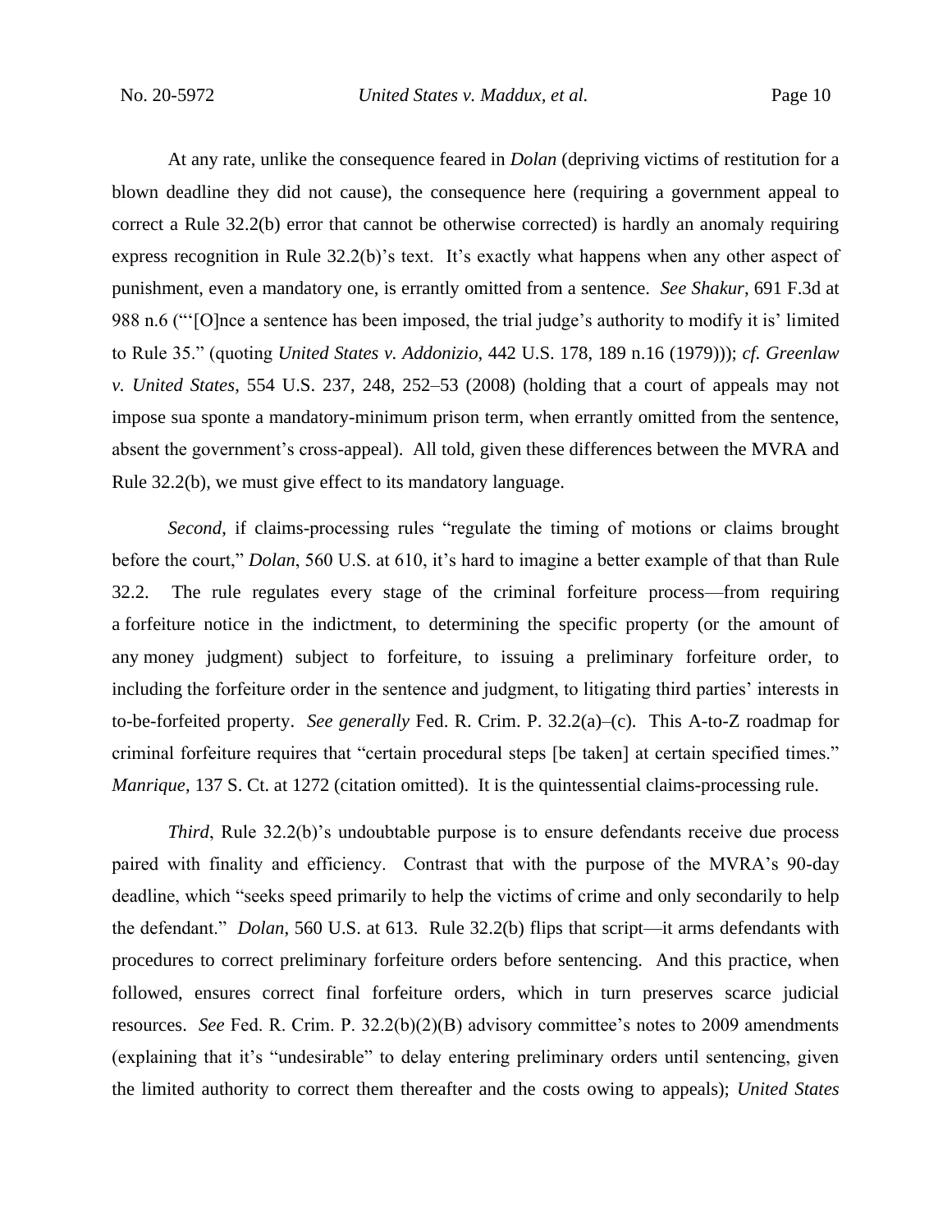At any rate, unlike the consequence feared in *Dolan* (depriving victims of restitution for a blown deadline they did not cause), the consequence here (requiring a government appeal to correct a Rule 32.2(b) error that cannot be otherwise corrected) is hardly an anomaly requiring express recognition in Rule 32.2(b)'s text. It's exactly what happens when any other aspect of punishment, even a mandatory one, is errantly omitted from a sentence. *See Shakur*, 691 F.3d at 988 n.6 ("'[O]nce a sentence has been imposed, the trial judge's authority to modify it is' limited to Rule 35." (quoting *United States v. Addonizio*, 442 U.S. 178, 189 n.16 (1979))); *cf. Greenlaw v. United States*, 554 U.S. 237, 248, 252–53 (2008) (holding that a court of appeals may not impose sua sponte a mandatory-minimum prison term, when errantly omitted from the sentence, absent the government's cross-appeal). All told, given these differences between the MVRA and Rule 32.2(b), we must give effect to its mandatory language.

*Second*, if claims-processing rules "regulate the timing of motions or claims brought before the court," *Dolan*, 560 U.S. at 610, it's hard to imagine a better example of that than Rule 32.2. The rule regulates every stage of the criminal forfeiture process—from requiring a forfeiture notice in the indictment, to determining the specific property (or the amount of any money judgment) subject to forfeiture, to issuing a preliminary forfeiture order, to including the forfeiture order in the sentence and judgment, to litigating third parties' interests in to-be-forfeited property. *See generally* Fed. R. Crim. P. 32.2(a)–(c). This A-to-Z roadmap for criminal forfeiture requires that "certain procedural steps [be taken] at certain specified times." *Manrique*, 137 S. Ct. at 1272 (citation omitted). It is the quintessential claims-processing rule.

*Third*, Rule 32.2(b)'s undoubtable purpose is to ensure defendants receive due process paired with finality and efficiency. Contrast that with the purpose of the MVRA's 90-day deadline, which "seeks speed primarily to help the victims of crime and only secondarily to help the defendant." *Dolan*, 560 U.S. at 613. Rule 32.2(b) flips that script—it arms defendants with procedures to correct preliminary forfeiture orders before sentencing. And this practice, when followed, ensures correct final forfeiture orders, which in turn preserves scarce judicial resources. *See* Fed. R. Crim. P. 32.2(b)(2)(B) advisory committee's notes to 2009 amendments (explaining that it's "undesirable" to delay entering preliminary orders until sentencing, given the limited authority to correct them thereafter and the costs owing to appeals); *United States*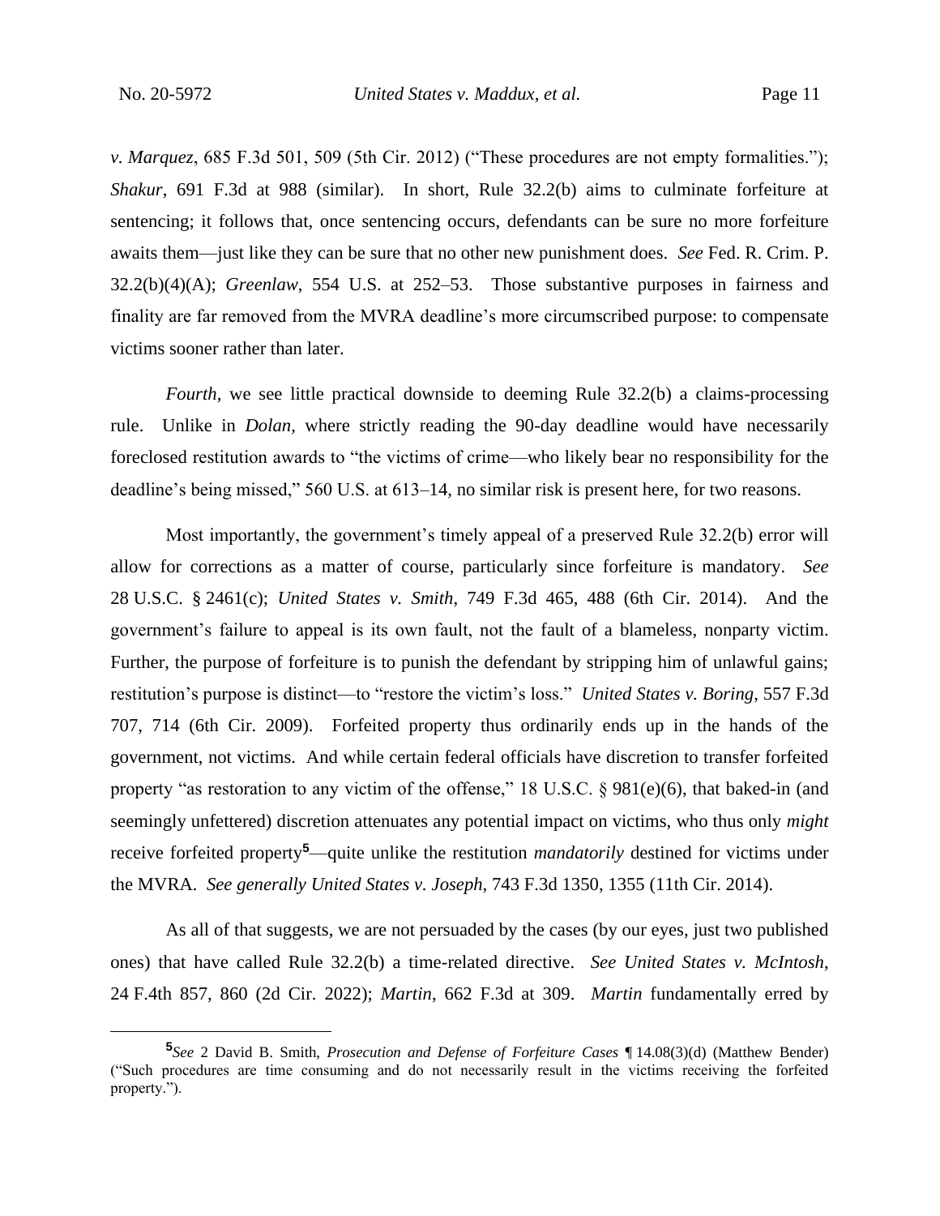*v. Marquez*, 685 F.3d 501, 509 (5th Cir. 2012) ("These procedures are not empty formalities."); *Shakur*, 691 F.3d at 988 (similar). In short, Rule 32.2(b) aims to culminate forfeiture at sentencing; it follows that, once sentencing occurs, defendants can be sure no more forfeiture awaits them—just like they can be sure that no other new punishment does. *See* Fed. R. Crim. P. 32.2(b)(4)(A); *Greenlaw*, 554 U.S. at 252–53. Those substantive purposes in fairness and finality are far removed from the MVRA deadline's more circumscribed purpose: to compensate victims sooner rather than later.

*Fourth*, we see little practical downside to deeming Rule 32.2(b) a claims-processing rule. Unlike in *Dolan*, where strictly reading the 90-day deadline would have necessarily foreclosed restitution awards to "the victims of crime—who likely bear no responsibility for the deadline's being missed," 560 U.S. at 613–14, no similar risk is present here, for two reasons.

Most importantly, the government's timely appeal of a preserved Rule 32.2(b) error will allow for corrections as a matter of course, particularly since forfeiture is mandatory. *See* 28 U.S.C. § 2461(c); *United States v. Smith*, 749 F.3d 465, 488 (6th Cir. 2014). And the government's failure to appeal is its own fault, not the fault of a blameless, nonparty victim. Further, the purpose of forfeiture is to punish the defendant by stripping him of unlawful gains; restitution's purpose is distinct—to "restore the victim's loss." *United States v. Boring*, 557 F.3d 707, 714 (6th Cir. 2009). Forfeited property thus ordinarily ends up in the hands of the government, not victims. And while certain federal officials have discretion to transfer forfeited property "as restoration to any victim of the offense," 18 U.S.C. § 981(e)(6), that baked-in (and seemingly unfettered) discretion attenuates any potential impact on victims, who thus only *might* receive forfeited property[5]—quite unlike the restitution *mandatorily* destined for victims under the MVRA. *See generally United States v. Joseph*, 743 F.3d 1350, 1355 (11th Cir. 2014).

As all of that suggests, we are not persuaded by the cases (by our eyes, just two published ones) that have called Rule 32.2(b) a time-related directive. *See United States v. McIntosh*, 24 F.4th 857, 860 (2d Cir. 2022); *Martin*, 662 F.3d at 309. *Martin* fundamentally erred by

---

[5]*See* 2 David B. Smith, *Prosecution and Defense of Forfeiture Cases* ¶ 14.08(3)(d) (Matthew Bender) ("Such procedures are time consuming and do not necessarily result in the victims receiving the forfeited property.").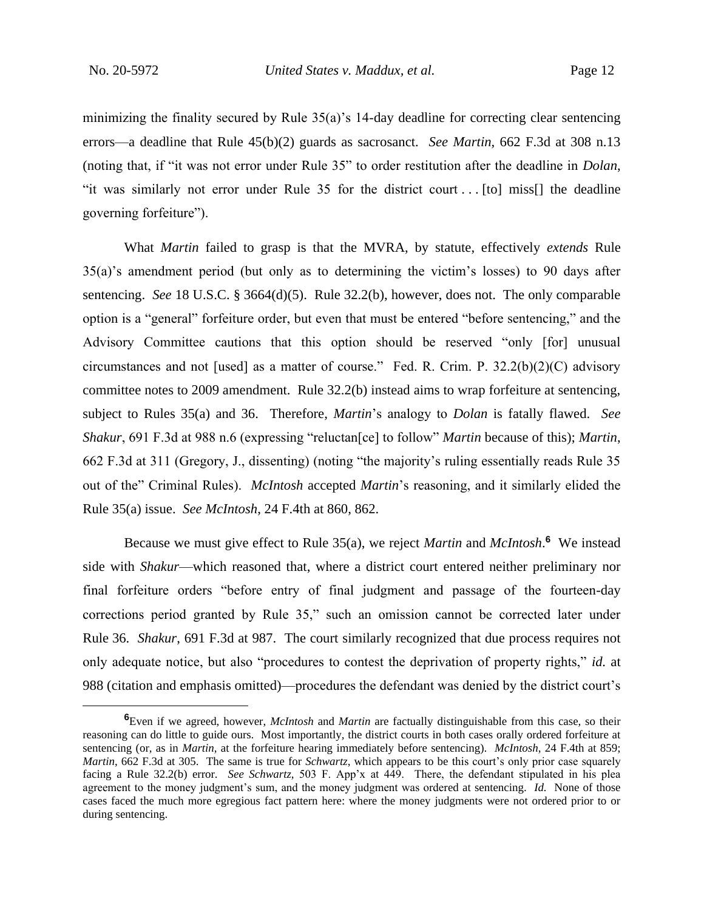minimizing the finality secured by Rule 35(a)'s 14-day deadline for correcting clear sentencing errors—a deadline that Rule 45(b)(2) guards as sacrosanct. *See Martin*, 662 F.3d at 308 n.13 (noting that, if "it was not error under Rule 35" to order restitution after the deadline in *Dolan*, "it was similarly not error under Rule 35 for the district court . . . [to] miss[] the deadline governing forfeiture").

What *Martin* failed to grasp is that the MVRA, by statute, effectively *extends* Rule 35(a)'s amendment period (but only as to determining the victim's losses) to 90 days after sentencing. *See* 18 U.S.C. § 3664(d)(5). Rule 32.2(b), however, does not. The only comparable option is a "general" forfeiture order, but even that must be entered "before sentencing," and the Advisory Committee cautions that this option should be reserved "only [for] unusual circumstances and not [used] as a matter of course." Fed. R. Crim. P. 32.2(b)(2)(C) advisory committee notes to 2009 amendment. Rule 32.2(b) instead aims to wrap forfeiture at sentencing, subject to Rules 35(a) and 36. Therefore, *Martin*'s analogy to *Dolan* is fatally flawed. *See Shakur*, 691 F.3d at 988 n.6 (expressing "reluctan[ce] to follow" *Martin* because of this); *Martin*, 662 F.3d at 311 (Gregory, J., dissenting) (noting "the majority's ruling essentially reads Rule 35 out of the" Criminal Rules). *McIntosh* accepted *Martin*'s reasoning, and it similarly elided the Rule 35(a) issue. *See McIntosh*, 24 F.4th at 860, 862.

Because we must give effect to Rule 35(a), we reject *Martin* and *McIntosh*.[6] We instead side with *Shakur*—which reasoned that, where a district court entered neither preliminary nor final forfeiture orders "before entry of final judgment and passage of the fourteen-day corrections period granted by Rule 35," such an omission cannot be corrected later under Rule 36. *Shakur*, 691 F.3d at 987. The court similarly recognized that due process requires not only adequate notice, but also "procedures to contest the deprivation of property rights," *id.* at 988 (citation and emphasis omitted)—procedures the defendant was denied by the district court's

---

[6]Even if we agreed, however, *McIntosh* and *Martin* are factually distinguishable from this case, so their reasoning can do little to guide ours. Most importantly, the district courts in both cases orally ordered forfeiture at sentencing (or, as in *Martin*, at the forfeiture hearing immediately before sentencing). *McIntosh*, 24 F.4th at 859; *Martin*, 662 F.3d at 305. The same is true for *Schwartz*, which appears to be this court's only prior case squarely facing a Rule 32.2(b) error. *See Schwartz*, 503 F. App'x at 449. There, the defendant stipulated in his plea agreement to the money judgment's sum, and the money judgment was ordered at sentencing. *Id.* None of those cases faced the much more egregious fact pattern here: where the money judgments were not ordered prior to or during sentencing.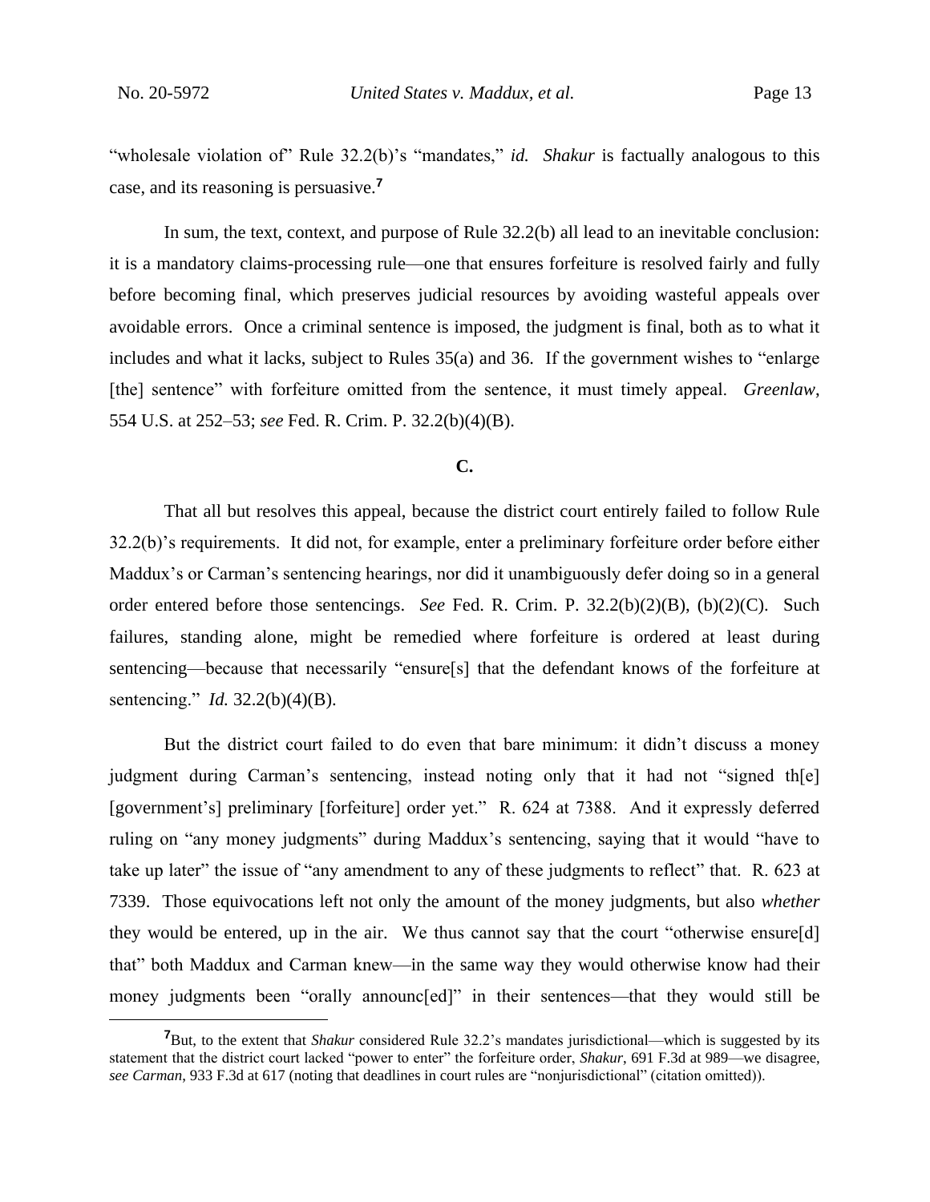"wholesale violation of" Rule 32.2(b)'s "mandates," *id.* *Shakur* is factually analogous to this case, and its reasoning is persuasive.[7]

In sum, the text, context, and purpose of Rule 32.2(b) all lead to an inevitable conclusion: it is a mandatory claims-processing rule—one that ensures forfeiture is resolved fairly and fully before becoming final, which preserves judicial resources by avoiding wasteful appeals over avoidable errors. Once a criminal sentence is imposed, the judgment is final, both as to what it includes and what it lacks, subject to Rules 35(a) and 36. If the government wishes to "enlarge [the] sentence" with forfeiture omitted from the sentence, it must timely appeal. *Greenlaw*, 554 U.S. at 252–53; *see* Fed. R. Crim. P. 32.2(b)(4)(B).

**C.**

That all but resolves this appeal, because the district court entirely failed to follow Rule 32.2(b)'s requirements. It did not, for example, enter a preliminary forfeiture order before either Maddux's or Carman's sentencing hearings, nor did it unambiguously defer doing so in a general order entered before those sentencings. *See* Fed. R. Crim. P. 32.2(b)(2)(B), (b)(2)(C). Such failures, standing alone, might be remedied where forfeiture is ordered at least during sentencing—because that necessarily "ensure[s] that the defendant knows of the forfeiture at sentencing." *Id.* 32.2(b)(4)(B).

But the district court failed to do even that bare minimum: it didn't discuss a money judgment during Carman's sentencing, instead noting only that it had not "signed th[e] [government's] preliminary [forfeiture] order yet." R. 624 at 7388. And it expressly deferred ruling on "any money judgments" during Maddux's sentencing, saying that it would "have to take up later" the issue of "any amendment to any of these judgments to reflect" that. R. 623 at 7339. Those equivocations left not only the amount of the money judgments, but also *whether* they would be entered, up in the air. We thus cannot say that the court "otherwise ensure[d] that" both Maddux and Carman knew—in the same way they would otherwise know had their money judgments been "orally announc[ed]" in their sentences—that they would still be

[7] But, to the extent that *Shakur* considered Rule 32.2's mandates jurisdictional—which is suggested by its statement that the district court lacked "power to enter" the forfeiture order, *Shakur*, 691 F.3d at 989—we disagree, *see Carman*, 933 F.3d at 617 (noting that deadlines in court rules are "nonjurisdictional" (citation omitted)).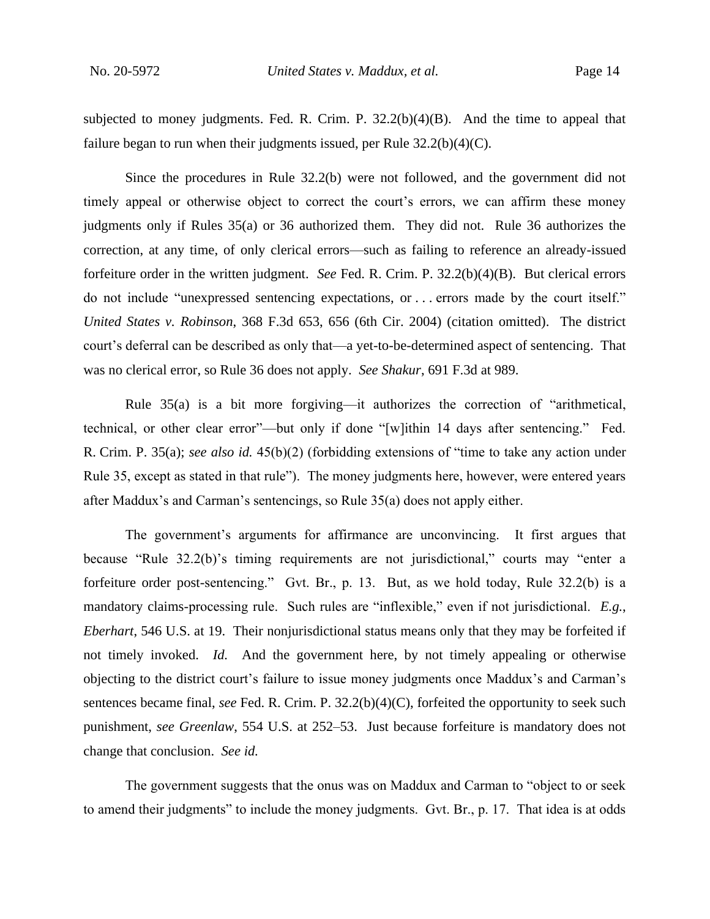subjected to money judgments. Fed. R. Crim. P. 32.2(b)(4)(B). And the time to appeal that failure began to run when their judgments issued, per Rule 32.2(b)(4)(C).

Since the procedures in Rule 32.2(b) were not followed, and the government did not timely appeal or otherwise object to correct the court's errors, we can affirm these money judgments only if Rules 35(a) or 36 authorized them. They did not. Rule 36 authorizes the correction, at any time, of only clerical errors—such as failing to reference an already-issued forfeiture order in the written judgment. *See* Fed. R. Crim. P. 32.2(b)(4)(B). But clerical errors do not include "unexpressed sentencing expectations, or . . . errors made by the court itself." *United States v. Robinson*, 368 F.3d 653, 656 (6th Cir. 2004) (citation omitted). The district court's deferral can be described as only that—a yet-to-be-determined aspect of sentencing. That was no clerical error, so Rule 36 does not apply. *See Shakur*, 691 F.3d at 989.

Rule 35(a) is a bit more forgiving—it authorizes the correction of "arithmetical, technical, or other clear error"—but only if done "[w]ithin 14 days after sentencing." Fed. R. Crim. P. 35(a); *see also id.* 45(b)(2) (forbidding extensions of "time to take any action under Rule 35, except as stated in that rule"). The money judgments here, however, were entered years after Maddux's and Carman's sentencings, so Rule 35(a) does not apply either.

The government's arguments for affirmance are unconvincing. It first argues that because "Rule 32.2(b)'s timing requirements are not jurisdictional," courts may "enter a forfeiture order post-sentencing." Gvt. Br., p. 13. But, as we hold today, Rule 32.2(b) is a mandatory claims-processing rule. Such rules are "inflexible," even if not jurisdictional. *E.g.*, *Eberhart*, 546 U.S. at 19. Their nonjurisdictional status means only that they may be forfeited if not timely invoked. *Id.* And the government here, by not timely appealing or otherwise objecting to the district court's failure to issue money judgments once Maddux's and Carman's sentences became final, *see* Fed. R. Crim. P. 32.2(b)(4)(C), forfeited the opportunity to seek such punishment, *see Greenlaw*, 554 U.S. at 252–53. Just because forfeiture is mandatory does not change that conclusion. *See id.*

The government suggests that the onus was on Maddux and Carman to "object to or seek to amend their judgments" to include the money judgments. Gvt. Br., p. 17. That idea is at odds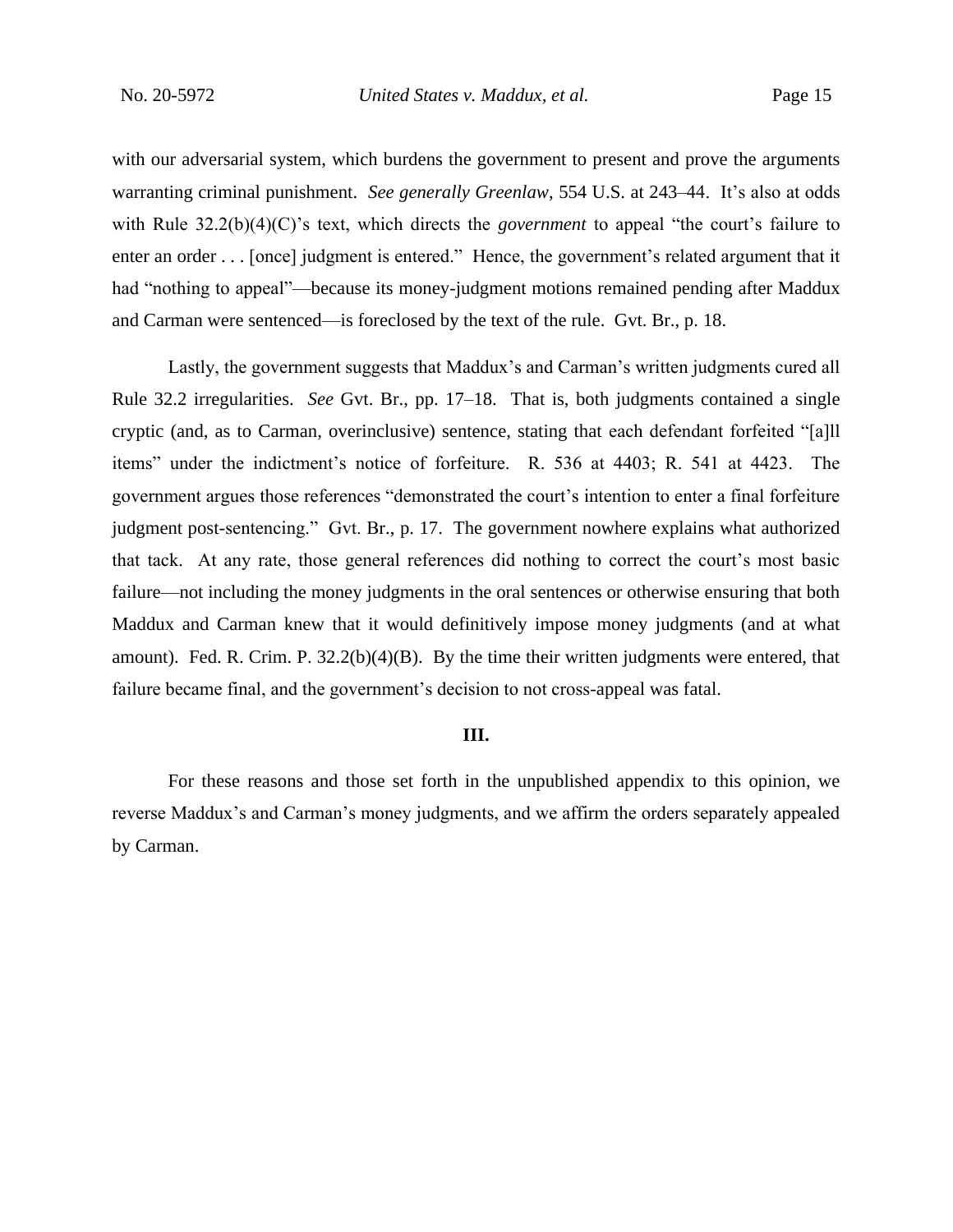with our adversarial system, which burdens the government to present and prove the arguments warranting criminal punishment. *See generally Greenlaw*, 554 U.S. at 243–44. It's also at odds with Rule 32.2(b)(4)(C)'s text, which directs the *government* to appeal "the court's failure to enter an order . . . [once] judgment is entered." Hence, the government's related argument that it had "nothing to appeal"—because its money-judgment motions remained pending after Maddux and Carman were sentenced—is foreclosed by the text of the rule. Gvt. Br., p. 18.

Lastly, the government suggests that Maddux's and Carman's written judgments cured all Rule 32.2 irregularities. *See* Gvt. Br., pp. 17–18. That is, both judgments contained a single cryptic (and, as to Carman, overinclusive) sentence, stating that each defendant forfeited "[a]ll items" under the indictment's notice of forfeiture. R. 536 at 4403; R. 541 at 4423. The government argues those references "demonstrated the court's intention to enter a final forfeiture judgment post-sentencing." Gvt. Br., p. 17. The government nowhere explains what authorized that tack. At any rate, those general references did nothing to correct the court's most basic failure—not including the money judgments in the oral sentences or otherwise ensuring that both Maddux and Carman knew that it would definitively impose money judgments (and at what amount). Fed. R. Crim. P. 32.2(b)(4)(B). By the time their written judgments were entered, that failure became final, and the government's decision to not cross-appeal was fatal.

## III.

For these reasons and those set forth in the unpublished appendix to this opinion, we reverse Maddux's and Carman's money judgments, and we affirm the orders separately appealed by Carman.